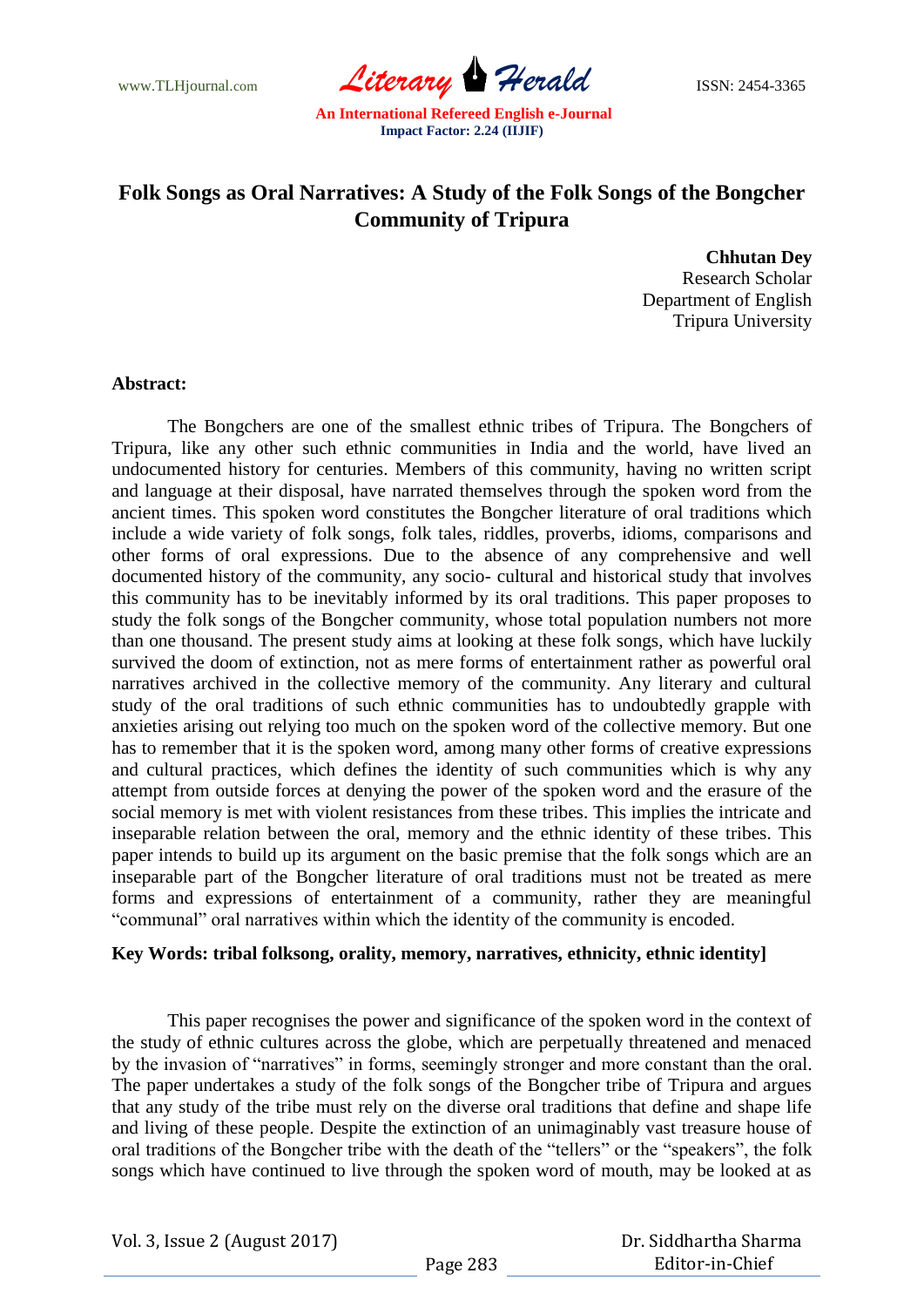# Folk Songs as Oral Narratives: A Study of the Folk Songs of the Bongcher Community of Tripura

**Chhutan Dey**
Research Scholar
Department of English
Tripura University

**Abstract:**

The Bongchers are one of the smallest ethnic tribes of Tripura. The Bongchers of Tripura, like any other such ethnic communities in India and the world, have lived an undocumented history for centuries. Members of this community, having no written script and language at their disposal, have narrated themselves through the spoken word from the ancient times. This spoken word constitutes the Bongcher literature of oral traditions which include a wide variety of folk songs, folk tales, riddles, proverbs, idioms, comparisons and other forms of oral expressions. Due to the absence of any comprehensive and well documented history of the community, any socio- cultural and historical study that involves this community has to be inevitably informed by its oral traditions. This paper proposes to study the folk songs of the Bongcher community, whose total population numbers not more than one thousand. The present study aims at looking at these folk songs, which have luckily survived the doom of extinction, not as mere forms of entertainment rather as powerful oral narratives archived in the collective memory of the community. Any literary and cultural study of the oral traditions of such ethnic communities has to undoubtedly grapple with anxieties arising out relying too much on the spoken word of the collective memory. But one has to remember that it is the spoken word, among many other forms of creative expressions and cultural practices, which defines the identity of such communities which is why any attempt from outside forces at denying the power of the spoken word and the erasure of the social memory is met with violent resistances from these tribes. This implies the intricate and inseparable relation between the oral, memory and the ethnic identity of these tribes. This paper intends to build up its argument on the basic premise that the folk songs which are an inseparable part of the Bongcher literature of oral traditions must not be treated as mere forms and expressions of entertainment of a community, rather they are meaningful "communal" oral narratives within which the identity of the community is encoded.

**Key Words: tribal folksong, orality, memory, narratives, ethnicity, ethnic identity]**

This paper recognises the power and significance of the spoken word in the context of the study of ethnic cultures across the globe, which are perpetually threatened and menaced by the invasion of "narratives" in forms, seemingly stronger and more constant than the oral. The paper undertakes a study of the folk songs of the Bongcher tribe of Tripura and argues that any study of the tribe must rely on the diverse oral traditions that define and shape life and living of these people. Despite the extinction of an unimaginably vast treasure house of oral traditions of the Bongcher tribe with the death of the "tellers" or the "speakers", the folk songs which have continued to live through the spoken word of mouth, may be looked at as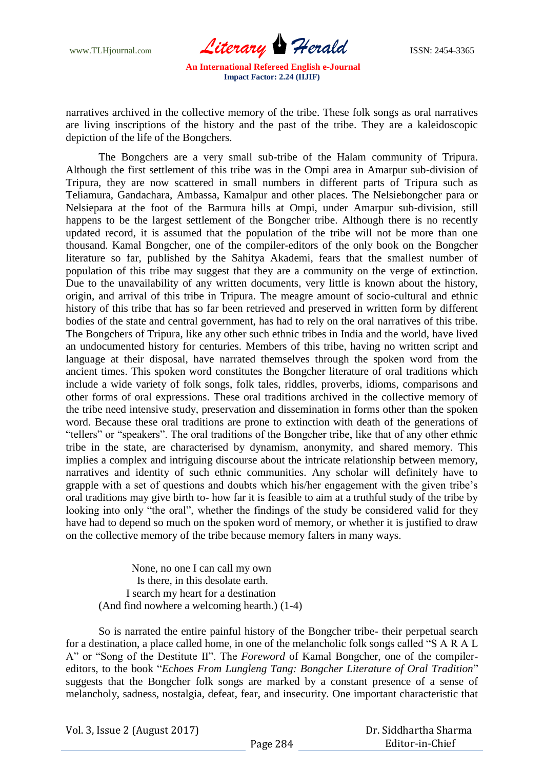narratives archived in the collective memory of the tribe. These folk songs as oral narratives are living inscriptions of the history and the past of the tribe. They are a kaleidoscopic depiction of the life of the Bongchers.

The Bongchers are a very small sub-tribe of the Halam community of Tripura. Although the first settlement of this tribe was in the Ompi area in Amarpur sub-division of Tripura, they are now scattered in small numbers in different parts of Tripura such as Teliamura, Gandachara, Ambassa, Kamalpur and other places. The Nelsiebongcher para or Nelsiepara at the foot of the Barmura hills at Ompi, under Amarpur sub-division, still happens to be the largest settlement of the Bongcher tribe. Although there is no recently updated record, it is assumed that the population of the tribe will not be more than one thousand. Kamal Bongcher, one of the compiler-editors of the only book on the Bongcher literature so far, published by the Sahitya Akademi, fears that the smallest number of population of this tribe may suggest that they are a community on the verge of extinction. Due to the unavailability of any written documents, very little is known about the history, origin, and arrival of this tribe in Tripura. The meagre amount of socio-cultural and ethnic history of this tribe that has so far been retrieved and preserved in written form by different bodies of the state and central government, has had to rely on the oral narratives of this tribe. The Bongchers of Tripura, like any other such ethnic tribes in India and the world, have lived an undocumented history for centuries. Members of this tribe, having no written script and language at their disposal, have narrated themselves through the spoken word from the ancient times. This spoken word constitutes the Bongcher literature of oral traditions which include a wide variety of folk songs, folk tales, riddles, proverbs, idioms, comparisons and other forms of oral expressions. These oral traditions archived in the collective memory of the tribe need intensive study, preservation and dissemination in forms other than the spoken word. Because these oral traditions are prone to extinction with death of the generations of "tellers" or "speakers". The oral traditions of the Bongcher tribe, like that of any other ethnic tribe in the state, are characterised by dynamism, anonymity, and shared memory. This implies a complex and intriguing discourse about the intricate relationship between memory, narratives and identity of such ethnic communities. Any scholar will definitely have to grapple with a set of questions and doubts which his/her engagement with the given tribe's oral traditions may give birth to- how far it is feasible to aim at a truthful study of the tribe by looking into only "the oral", whether the findings of the study be considered valid for they have had to depend so much on the spoken word of memory, or whether it is justified to draw on the collective memory of the tribe because memory falters in many ways.

> None, no one I can call my own
> Is there, in this desolate earth.
> I search my heart for a destination
> (And find nowhere a welcoming hearth.) (1-4)

So is narrated the entire painful history of the Bongcher tribe- their perpetual search for a destination, a place called home, in one of the melancholic folk songs called "S A R A L A" or "Song of the Destitute II". The *Foreword* of Kamal Bongcher, one of the compiler-editors, to the book "*Echoes From Lungleng Tang: Bongcher Literature of Oral Tradition*" suggests that the Bongcher folk songs are marked by a constant presence of a sense of melancholy, sadness, nostalgia, defeat, fear, and insecurity. One important characteristic that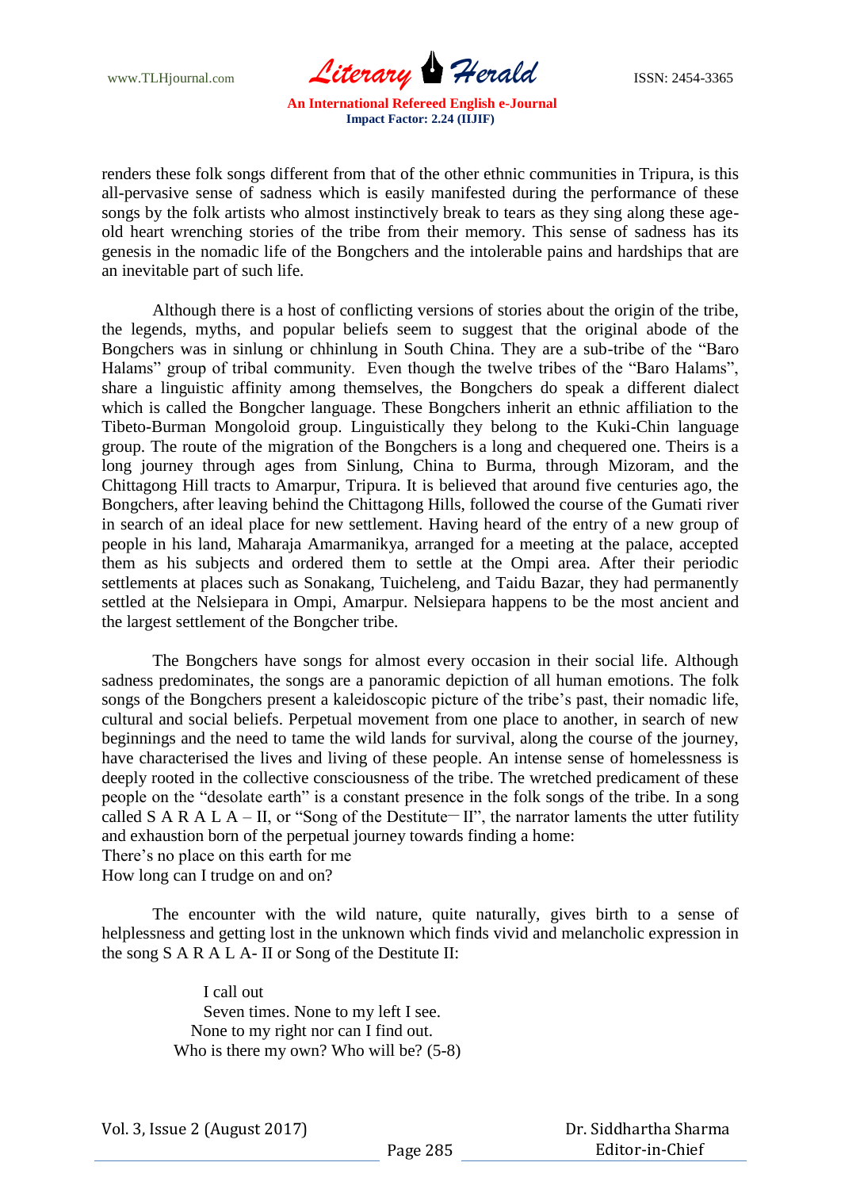renders these folk songs different from that of the other ethnic communities in Tripura, is this all-pervasive sense of sadness which is easily manifested during the performance of these songs by the folk artists who almost instinctively break to tears as they sing along these age-old heart wrenching stories of the tribe from their memory. This sense of sadness has its genesis in the nomadic life of the Bongchers and the intolerable pains and hardships that are an inevitable part of such life.

Although there is a host of conflicting versions of stories about the origin of the tribe, the legends, myths, and popular beliefs seem to suggest that the original abode of the Bongchers was in sinlung or chhinlung in South China. They are a sub-tribe of the "Baro Halams" group of tribal community. Even though the twelve tribes of the "Baro Halams", share a linguistic affinity among themselves, the Bongchers do speak a different dialect which is called the Bongcher language. These Bongchers inherit an ethnic affiliation to the Tibeto-Burman Mongoloid group. Linguistically they belong to the Kuki-Chin language group. The route of the migration of the Bongchers is a long and chequered one. Theirs is a long journey through ages from Sinlung, China to Burma, through Mizoram, and the Chittagong Hill tracts to Amarpur, Tripura. It is believed that around five centuries ago, the Bongchers, after leaving behind the Chittagong Hills, followed the course of the Gumati river in search of an ideal place for new settlement. Having heard of the entry of a new group of people in his land, Maharaja Amarmanikya, arranged for a meeting at the palace, accepted them as his subjects and ordered them to settle at the Ompi area. After their periodic settlements at places such as Sonakang, Tuicheleng, and Taidu Bazar, they had permanently settled at the Nelsiepara in Ompi, Amarpur. Nelsiepara happens to be the most ancient and the largest settlement of the Bongcher tribe.

The Bongchers have songs for almost every occasion in their social life. Although sadness predominates, the songs are a panoramic depiction of all human emotions. The folk songs of the Bongchers present a kaleidoscopic picture of the tribe's past, their nomadic life, cultural and social beliefs. Perpetual movement from one place to another, in search of new beginnings and the need to tame the wild lands for survival, along the course of the journey, have characterised the lives and living of these people. An intense sense of homelessness is deeply rooted in the collective consciousness of the tribe. The wretched predicament of these people on the "desolate earth" is a constant presence in the folk songs of the tribe. In a song called S A R A L A – II, or "Song of the Destitute— II", the narrator laments the utter futility and exhaustion born of the perpetual journey towards finding a home:

There's no place on this earth for me  
How long can I trudge on and on?

The encounter with the wild nature, quite naturally, gives birth to a sense of helplessness and getting lost in the unknown which finds vivid and melancholic expression in the song S A R A L A- II or Song of the Destitute II:

> I call out  
> Seven times. None to my left I see.  
> None to my right nor can I find out.  
> Who is there my own? Who will be? (5-8)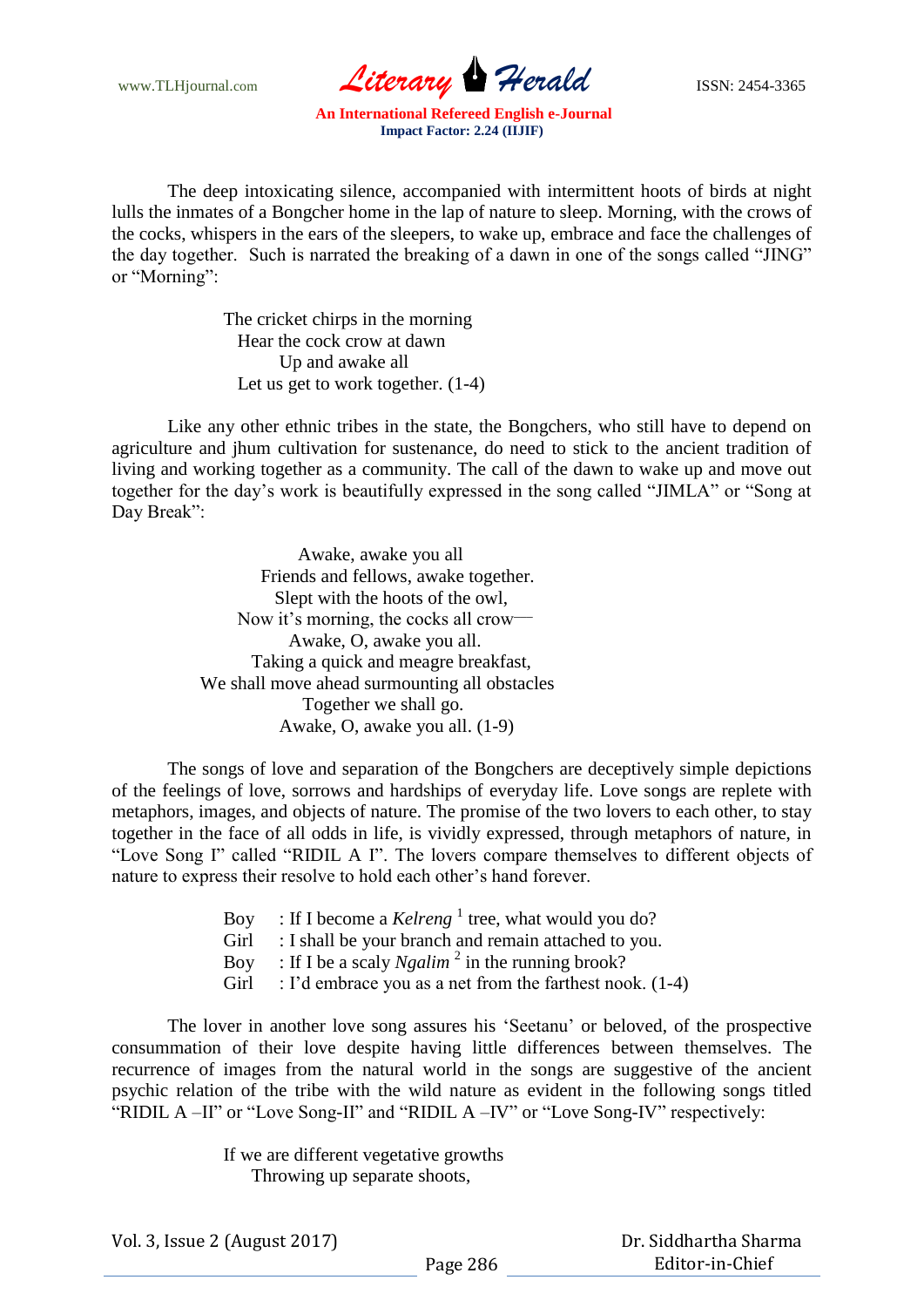The deep intoxicating silence, accompanied with intermittent hoots of birds at night lulls the inmates of a Bongcher home in the lap of nature to sleep. Morning, with the crows of the cocks, whispers in the ears of the sleepers, to wake up, embrace and face the challenges of the day together. Such is narrated the breaking of a dawn in one of the songs called "JING" or "Morning":

> The cricket chirps in the morning
> Hear the cock crow at dawn
> Up and awake all
> Let us get to work together. (1-4)

Like any other ethnic tribes in the state, the Bongchers, who still have to depend on agriculture and jhum cultivation for sustenance, do need to stick to the ancient tradition of living and working together as a community. The call of the dawn to wake up and move out together for the day's work is beautifully expressed in the song called "JIMLA" or "Song at Day Break":

> Awake, awake you all
> Friends and fellows, awake together.
> Slept with the hoots of the owl,
> Now it's morning, the cocks all crow—
> Awake, O, awake you all.
> Taking a quick and meagre breakfast,
> We shall move ahead surmounting all obstacles
> Together we shall go.
> Awake, O, awake you all. (1-9)

The songs of love and separation of the Bongchers are deceptively simple depictions of the feelings of love, sorrows and hardships of everyday life. Love songs are replete with metaphors, images, and objects of nature. The promise of the two lovers to each other, to stay together in the face of all odds in life, is vividly expressed, through metaphors of nature, in "Love Song I" called "RIDIL A I". The lovers compare themselves to different objects of nature to express their resolve to hold each other's hand forever.

> Boy : If I become a *Kelreng* [1] tree, what would you do?
> Girl : I shall be your branch and remain attached to you.
> Boy : If I be a scaly *Ngalim* [2] in the running brook?
> Girl : I'd embrace you as a net from the farthest nook. (1-4)

The lover in another love song assures his 'Seetanu' or beloved, of the prospective consummation of their love despite having little differences between themselves. The recurrence of images from the natural world in the songs are suggestive of the ancient psychic relation of the tribe with the wild nature as evident in the following songs titled "RIDIL A –II" or "Love Song-II" and "RIDIL A –IV" or "Love Song-IV" respectively:

> If we are different vegetative growths
> Throwing up separate shoots,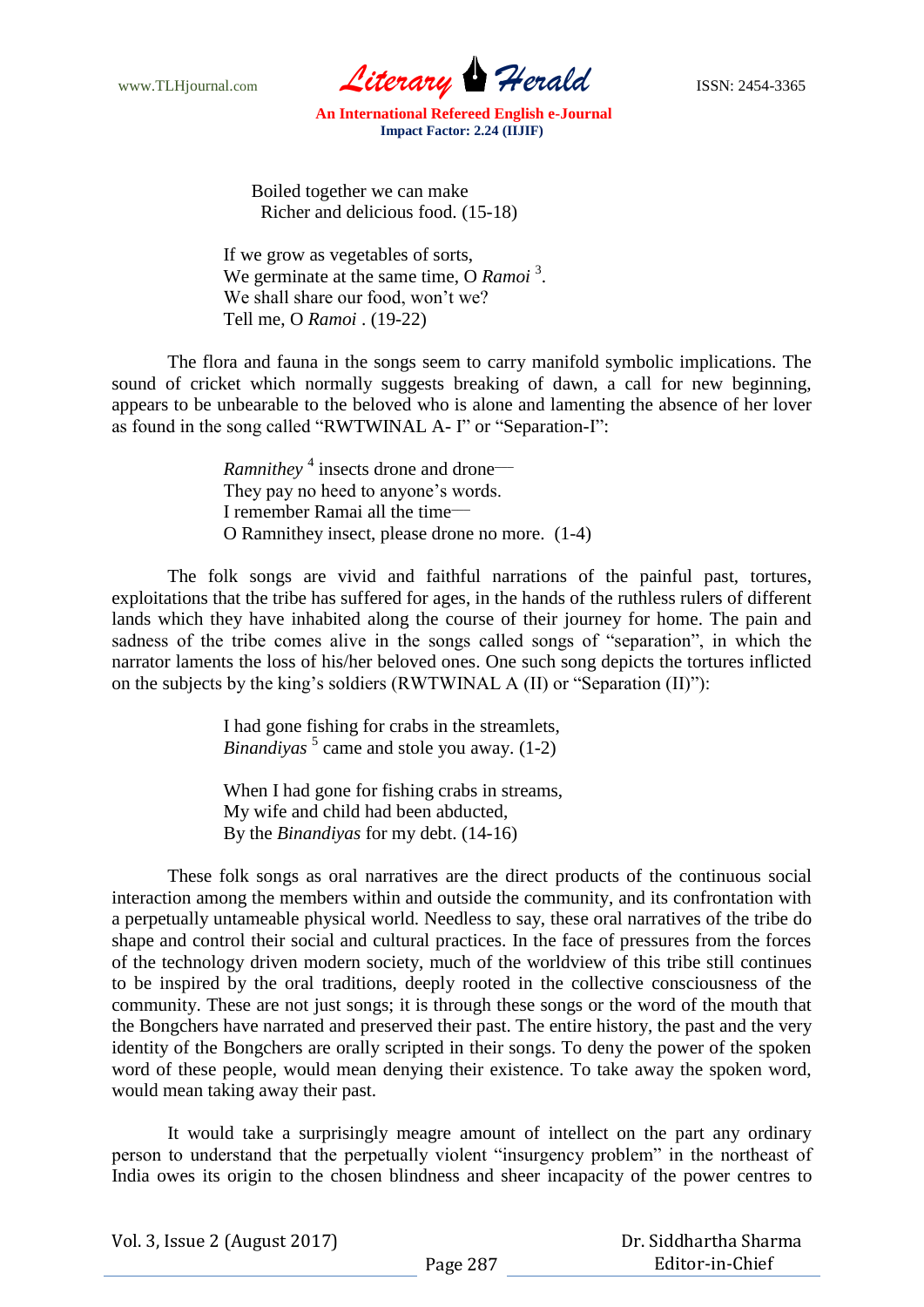Boiled together we can make
Richer and delicious food. (15-18)

If we grow as vegetables of sorts,
We germinate at the same time, O *Ramoi* [3].
We shall share our food, won't we?
Tell me, O *Ramoi* . (19-22)

The flora and fauna in the songs seem to carry manifold symbolic implications. The sound of cricket which normally suggests breaking of dawn, a call for new beginning, appears to be unbearable to the beloved who is alone and lamenting the absence of her lover as found in the song called "RWTWINAL A- I" or "Separation-I":

*Ramnithey* [4] insects drone and drone—
They pay no heed to anyone's words.
I remember Ramai all the time—
O Ramnithey insect, please drone no more. (1-4)

The folk songs are vivid and faithful narrations of the painful past, tortures, exploitations that the tribe has suffered for ages, in the hands of the ruthless rulers of different lands which they have inhabited along the course of their journey for home. The pain and sadness of the tribe comes alive in the songs called songs of "separation", in which the narrator laments the loss of his/her beloved ones. One such song depicts the tortures inflicted on the subjects by the king's soldiers (RWTWINAL A (II) or "Separation (II)"):

I had gone fishing for crabs in the streamlets,
*Binandiyas* [5] came and stole you away. (1-2)

When I had gone for fishing crabs in streams,
My wife and child had been abducted,
By the *Binandiyas* for my debt. (14-16)

These folk songs as oral narratives are the direct products of the continuous social interaction among the members within and outside the community, and its confrontation with a perpetually untameable physical world. Needless to say, these oral narratives of the tribe do shape and control their social and cultural practices. In the face of pressures from the forces of the technology driven modern society, much of the worldview of this tribe still continues to be inspired by the oral traditions, deeply rooted in the collective consciousness of the community. These are not just songs; it is through these songs or the word of the mouth that the Bongchers have narrated and preserved their past. The entire history, the past and the very identity of the Bongchers are orally scripted in their songs. To deny the power of the spoken word of these people, would mean denying their existence. To take away the spoken word, would mean taking away their past.

It would take a surprisingly meagre amount of intellect on the part any ordinary person to understand that the perpetually violent "insurgency problem" in the northeast of India owes its origin to the chosen blindness and sheer incapacity of the power centres to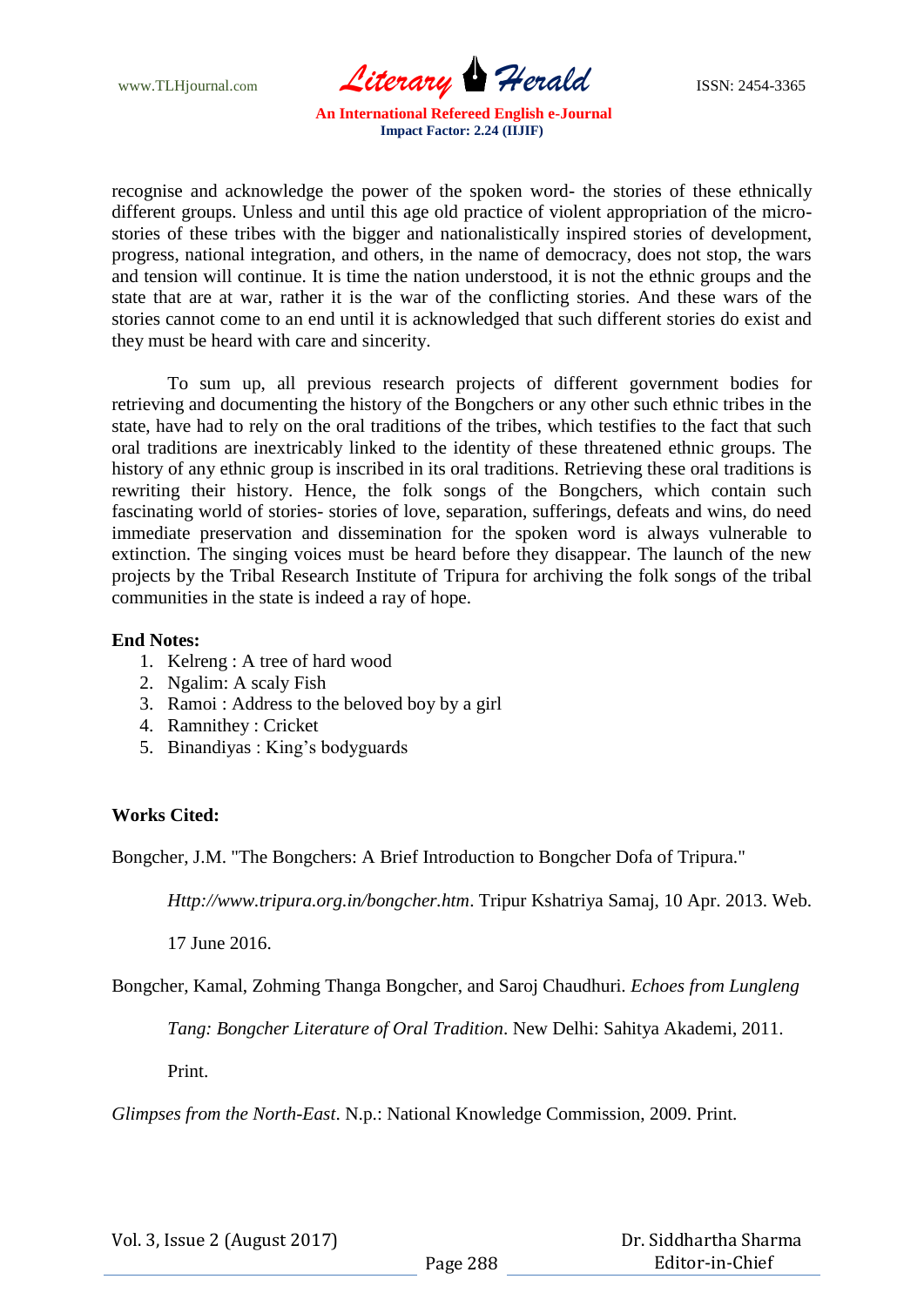recognise and acknowledge the power of the spoken word- the stories of these ethnically different groups. Unless and until this age old practice of violent appropriation of the micro-stories of these tribes with the bigger and nationalistically inspired stories of development, progress, national integration, and others, in the name of democracy, does not stop, the wars and tension will continue. It is time the nation understood, it is not the ethnic groups and the state that are at war, rather it is the war of the conflicting stories. And these wars of the stories cannot come to an end until it is acknowledged that such different stories do exist and they must be heard with care and sincerity.

To sum up, all previous research projects of different government bodies for retrieving and documenting the history of the Bongchers or any other such ethnic tribes in the state, have had to rely on the oral traditions of the tribes, which testifies to the fact that such oral traditions are inextricably linked to the identity of these threatened ethnic groups. The history of any ethnic group is inscribed in its oral traditions. Retrieving these oral traditions is rewriting their history. Hence, the folk songs of the Bongchers, which contain such fascinating world of stories- stories of love, separation, sufferings, defeats and wins, do need immediate preservation and dissemination for the spoken word is always vulnerable to extinction. The singing voices must be heard before they disappear. The launch of the new projects by the Tribal Research Institute of Tripura for archiving the folk songs of the tribal communities in the state is indeed a ray of hope.

**End Notes:**

1. Kelreng : A tree of hard wood
2. Ngalim: A scaly Fish
3. Ramoi : Address to the beloved boy by a girl
4. Ramnithey : Cricket
5. Binandiyas : King's bodyguards

**Works Cited:**

Bongcher, J.M. "The Bongchers: A Brief Introduction to Bongcher Dofa of Tripura." *Http://www.tripura.org.in/bongcher.htm*. Tripur Kshatriya Samaj, 10 Apr. 2013. Web. 17 June 2016.

Bongcher, Kamal, Zohming Thanga Bongcher, and Saroj Chaudhuri. *Echoes from Lungleng Tang: Bongcher Literature of Oral Tradition*. New Delhi: Sahitya Akademi, 2011. Print.

*Glimpses from the North-East*. N.p.: National Knowledge Commission, 2009. Print.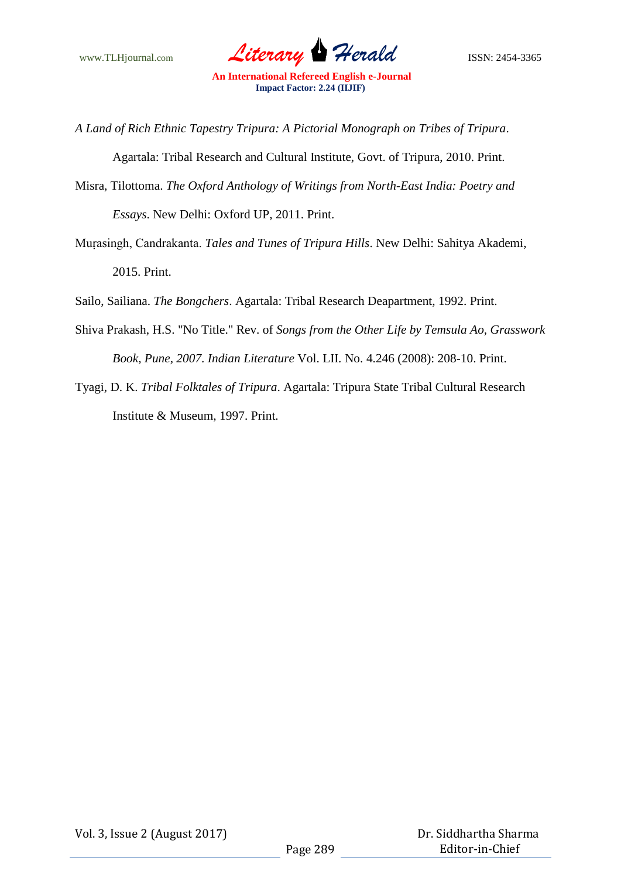*A Land of Rich Ethnic Tapestry Tripura: A Pictorial Monograph on Tribes of Tripura*. Agartala: Tribal Research and Cultural Institute, Govt. of Tripura, 2010. Print.

Misra, Tilottoma. *The Oxford Anthology of Writings from North-East India: Poetry and Essays*. New Delhi: Oxford UP, 2011. Print.

Muṛasingh, Candrakanta. *Tales and Tunes of Tripura Hills*. New Delhi: Sahitya Akademi, 2015. Print.

Sailo, Sailiana. *The Bongchers*. Agartala: Tribal Research Deapartment, 1992. Print.

Shiva Prakash, H.S. "No Title." Rev. of *Songs from the Other Life by Temsula Ao, Grasswork Book, Pune, 2007*. *Indian Literature* Vol. LII. No. 4.246 (2008): 208-10. Print.

Tyagi, D. K. *Tribal Folktales of Tripura*. Agartala: Tripura State Tribal Cultural Research Institute & Museum, 1997. Print.